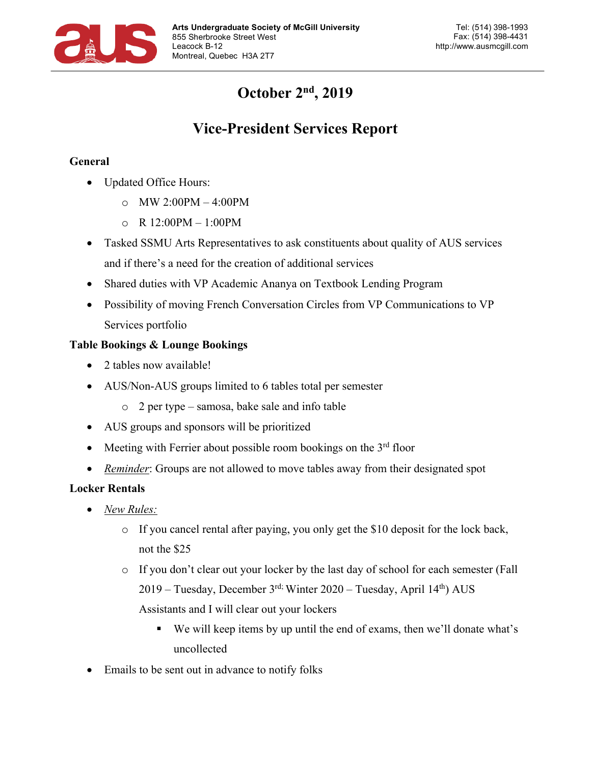Arts Undergraduate Society of McGill University
855 Sherbrooke Street West
Leacock B-12
Montreal, Quebec H3A 2T7

Tel: (514) 398-1993
Fax: (514) 398-4431
http://www.ausmcgill.com

# October 2nd, 2019

# Vice-President Services Report

**General**

- Updated Office Hours:
  - MW 2:00PM – 4:00PM
  - R 12:00PM – 1:00PM
- Tasked SSMU Arts Representatives to ask constituents about quality of AUS services and if there's a need for the creation of additional services
- Shared duties with VP Academic Ananya on Textbook Lending Program
- Possibility of moving French Conversation Circles from VP Communications to VP Services portfolio

**Table Bookings & Lounge Bookings**

- 2 tables now available!
- AUS/Non-AUS groups limited to 6 tables total per semester
  - 2 per type – samosa, bake sale and info table
- AUS groups and sponsors will be prioritized
- Meeting with Ferrier about possible room bookings on the 3rd floor
- *Reminder*: Groups are not allowed to move tables away from their designated spot

**Locker Rentals**

- *New Rules:*
  - If you cancel rental after paying, you only get the $10 deposit for the lock back, not the $25
  - If you don't clear out your locker by the last day of school for each semester (Fall 2019 – Tuesday, December 3rd; Winter 2020 – Tuesday, April 14th) AUS Assistants and I will clear out your lockers
    - We will keep items by up until the end of exams, then we'll donate what's uncollected
- Emails to be sent out in advance to notify folks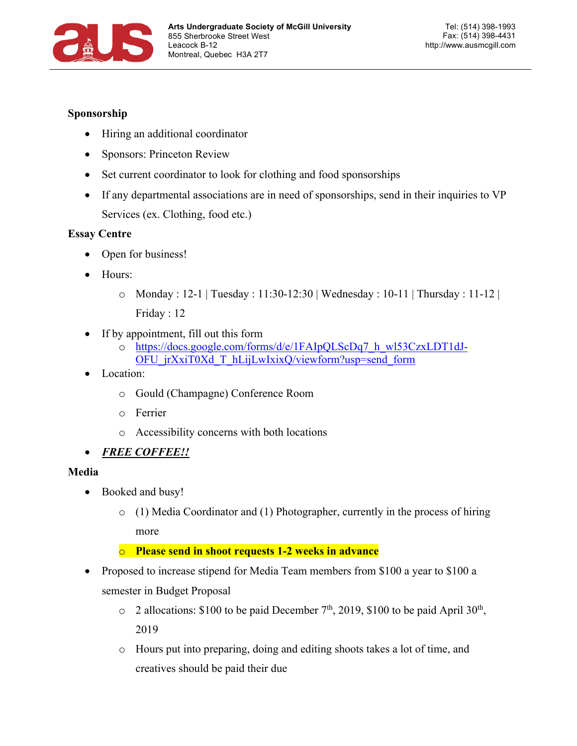**Sponsorship**

- Hiring an additional coordinator
- Sponsors: Princeton Review
- Set current coordinator to look for clothing and food sponsorships
- If any departmental associations are in need of sponsorships, send in their inquiries to VP Services (ex. Clothing, food etc.)

**Essay Centre**

- Open for business!
- Hours:
  - Monday : 12-1 | Tuesday : 11:30-12:30 | Wednesday : 10-11 | Thursday : 11-12 | Friday : 12
- If by appointment, fill out this form
  - https://docs.google.com/forms/d/e/1FAIpQLScDq7_h_wl53CzxLDT1dJ-OFU_jrXxiT0Xd_T_hLijLwIxixQ/viewform?usp=send_form
- Location:
  - Gould (Champagne) Conference Room
  - Ferrier
  - Accessibility concerns with both locations
- ***FREE COFFEE!!***

**Media**

- Booked and busy!
  - (1) Media Coordinator and (1) Photographer, currently in the process of hiring more
  - **Please send in shoot requests 1-2 weeks in advance**
- Proposed to increase stipend for Media Team members from $100 a year to $100 a semester in Budget Proposal
  - 2 allocations: $100 to be paid December 7th, 2019, $100 to be paid April 30th, 2019
  - Hours put into preparing, doing and editing shoots takes a lot of time, and creatives should be paid their due